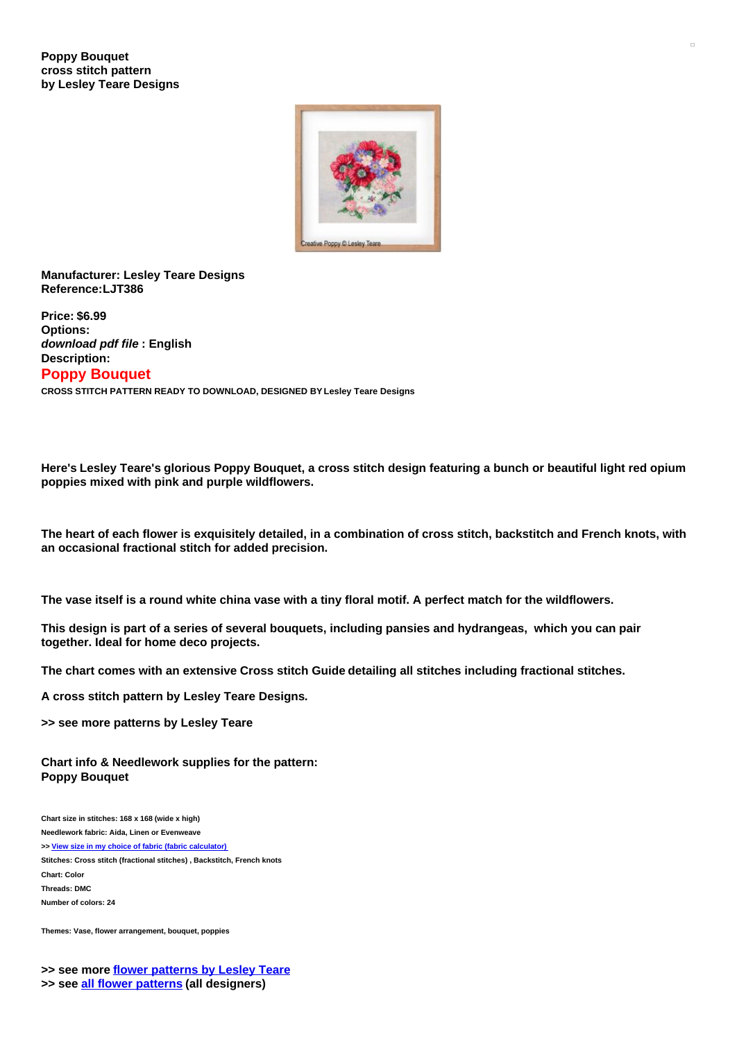**Poppy Bouquet**
**cross stitch pattern**
**by Lesley Teare Designs**

**Manufacturer: Lesley Teare Designs**
**Reference:LJT386**

**Price: $6.99**
**Options:**
***download pdf file* : English**
**Description:**

## Poppy Bouquet

**CROSS STITCH PATTERN READY TO DOWNLOAD, DESIGNED BY Lesley Teare Designs**

**Here's Lesley Teare's glorious Poppy Bouquet, a cross stitch design featuring a bunch or beautiful light red opium poppies mixed with pink and purple wildflowers.**

**The heart of each flower is exquisitely detailed, in a combination of cross stitch, backstitch and French knots, with an occasional fractional stitch for added precision.**

**The vase itself is a round white china vase with a tiny floral motif. A perfect match for the wildflowers.**

**This design is part of a series of several bouquets, including pansies and hydrangeas, which you can pair together. Ideal for home deco projects.**

**The chart comes with an extensive Cross stitch Guide detailing all stitches including fractional stitches.**

**A cross stitch pattern by Lesley Teare Designs.**

**>> see more patterns by Lesley Teare**

**Chart info & Needlework supplies for the pattern:**
**Poppy Bouquet**

**Chart size in stitches: 168 x 168 (wide x high)**
**Needlework fabric: Aida, Linen or Evenweave**
**>> View size in my choice of fabric (fabric calculator)**
**Stitches: Cross stitch (fractional stitches) , Backstitch, French knots**
**Chart: Color**
**Threads: DMC**
**Number of colors: 24**

**Themes: Vase, flower arrangement, bouquet, poppies**

**>> see more flower patterns by Lesley Teare**
**>> see all flower patterns (all designers)**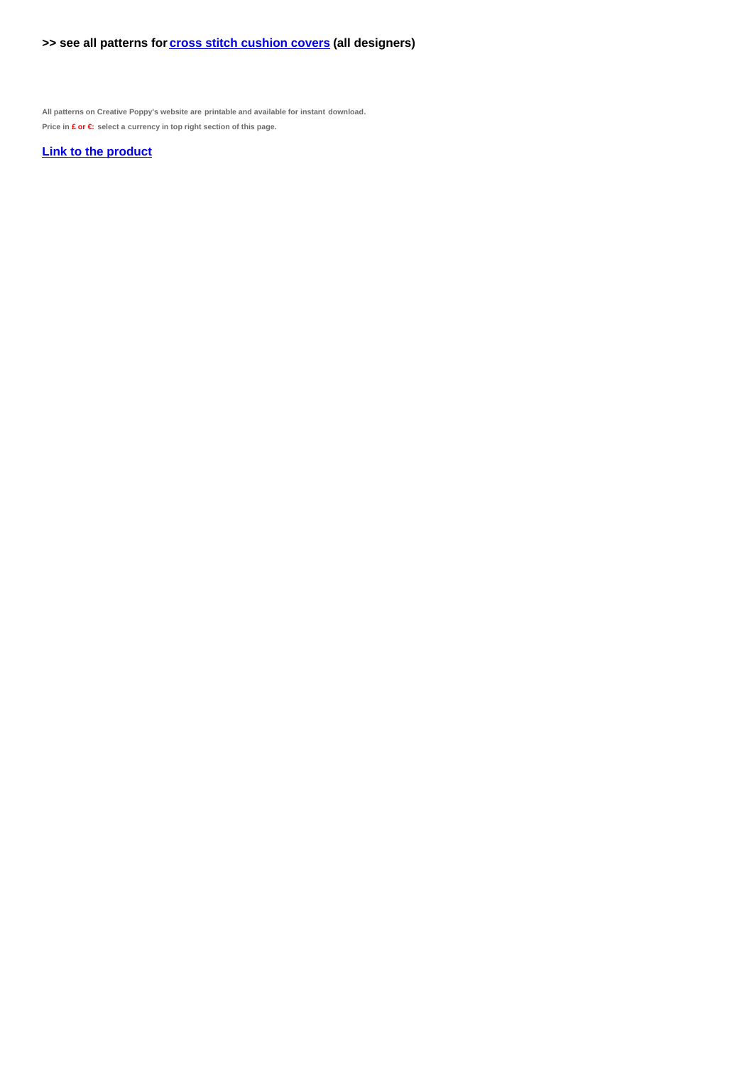**>> see all patterns for cross stitch cushion covers (all designers)**

All patterns on Creative Poppy's website are printable and available for instant download.

Price in **£ or €:** select a currency in top right section of this page.

**Link to the product**